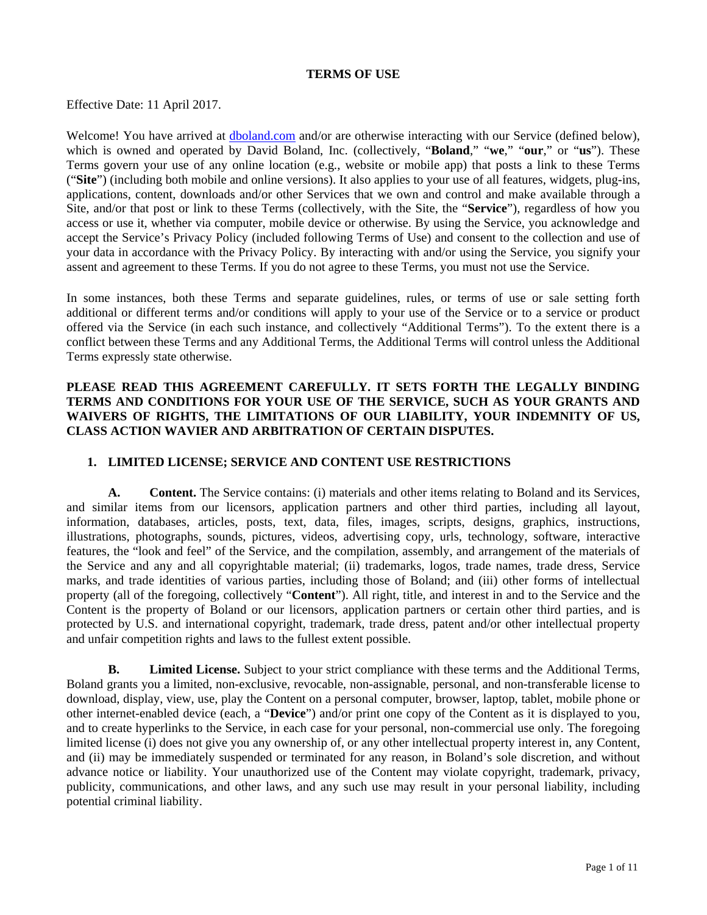# TERMS OF USE

Effective Date: 11 April 2017.

Welcome! You have arrived at [dboland.com](http://dboland.com) and/or are otherwise interacting with our Service (defined below), which is owned and operated by David Boland, Inc. (collectively, "**Boland**," "**we**," "**our**," or "**us**"). These Terms govern your use of any online location (e.g., website or mobile app) that posts a link to these Terms ("**Site**") (including both mobile and online versions). It also applies to your use of all features, widgets, plug-ins, applications, content, downloads and/or other Services that we own and control and make available through a Site, and/or that post or link to these Terms (collectively, with the Site, the "**Service**"), regardless of how you access or use it, whether via computer, mobile device or otherwise. By using the Service, you acknowledge and accept the Service's Privacy Policy (included following Terms of Use) and consent to the collection and use of your data in accordance with the Privacy Policy. By interacting with and/or using the Service, you signify your assent and agreement to these Terms. If you do not agree to these Terms, you must not use the Service.

In some instances, both these Terms and separate guidelines, rules, or terms of use or sale setting forth additional or different terms and/or conditions will apply to your use of the Service or to a service or product offered via the Service (in each such instance, and collectively "Additional Terms"). To the extent there is a conflict between these Terms and any Additional Terms, the Additional Terms will control unless the Additional Terms expressly state otherwise.

**PLEASE READ THIS AGREEMENT CAREFULLY. IT SETS FORTH THE LEGALLY BINDING TERMS AND CONDITIONS FOR YOUR USE OF THE SERVICE, SUCH AS YOUR GRANTS AND WAIVERS OF RIGHTS, THE LIMITATIONS OF OUR LIABILITY, YOUR INDEMNITY OF US, CLASS ACTION WAVIER AND ARBITRATION OF CERTAIN DISPUTES.**

## 1. LIMITED LICENSE; SERVICE AND CONTENT USE RESTRICTIONS

**A. Content.** The Service contains: (i) materials and other items relating to Boland and its Services, and similar items from our licensors, application partners and other third parties, including all layout, information, databases, articles, posts, text, data, files, images, scripts, designs, graphics, instructions, illustrations, photographs, sounds, pictures, videos, advertising copy, urls, technology, software, interactive features, the "look and feel" of the Service, and the compilation, assembly, and arrangement of the materials of the Service and any and all copyrightable material; (ii) trademarks, logos, trade names, trade dress, Service marks, and trade identities of various parties, including those of Boland; and (iii) other forms of intellectual property (all of the foregoing, collectively "**Content**"). All right, title, and interest in and to the Service and the Content is the property of Boland or our licensors, application partners or certain other third parties, and is protected by U.S. and international copyright, trademark, trade dress, patent and/or other intellectual property and unfair competition rights and laws to the fullest extent possible.

**B. Limited License.** Subject to your strict compliance with these terms and the Additional Terms, Boland grants you a limited, non-exclusive, revocable, non-assignable, personal, and non-transferable license to download, display, view, use, play the Content on a personal computer, browser, laptop, tablet, mobile phone or other internet-enabled device (each, a "**Device**") and/or print one copy of the Content as it is displayed to you, and to create hyperlinks to the Service, in each case for your personal, non-commercial use only. The foregoing limited license (i) does not give you any ownership of, or any other intellectual property interest in, any Content, and (ii) may be immediately suspended or terminated for any reason, in Boland's sole discretion, and without advance notice or liability. Your unauthorized use of the Content may violate copyright, trademark, privacy, publicity, communications, and other laws, and any such use may result in your personal liability, including potential criminal liability.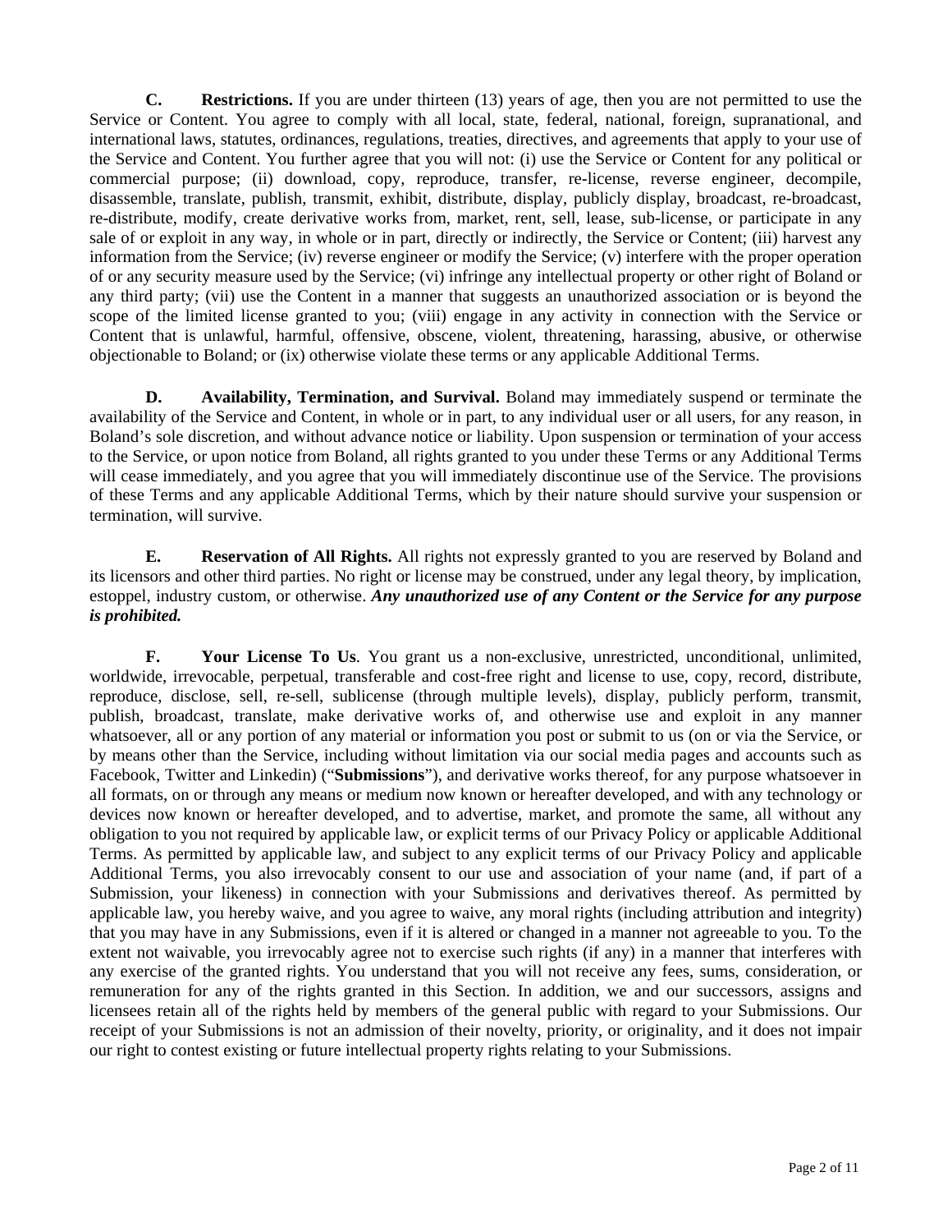**C. Restrictions.** If you are under thirteen (13) years of age, then you are not permitted to use the Service or Content. You agree to comply with all local, state, federal, national, foreign, supranational, and international laws, statutes, ordinances, regulations, treaties, directives, and agreements that apply to your use of the Service and Content. You further agree that you will not: (i) use the Service or Content for any political or commercial purpose; (ii) download, copy, reproduce, transfer, re-license, reverse engineer, decompile, disassemble, translate, publish, transmit, exhibit, distribute, display, publicly display, broadcast, re-broadcast, re-distribute, modify, create derivative works from, market, rent, sell, lease, sub-license, or participate in any sale of or exploit in any way, in whole or in part, directly or indirectly, the Service or Content; (iii) harvest any information from the Service; (iv) reverse engineer or modify the Service; (v) interfere with the proper operation of or any security measure used by the Service; (vi) infringe any intellectual property or other right of Boland or any third party; (vii) use the Content in a manner that suggests an unauthorized association or is beyond the scope of the limited license granted to you; (viii) engage in any activity in connection with the Service or Content that is unlawful, harmful, offensive, obscene, violent, threatening, harassing, abusive, or otherwise objectionable to Boland; or (ix) otherwise violate these terms or any applicable Additional Terms.

**D. Availability, Termination, and Survival.** Boland may immediately suspend or terminate the availability of the Service and Content, in whole or in part, to any individual user or all users, for any reason, in Boland's sole discretion, and without advance notice or liability. Upon suspension or termination of your access to the Service, or upon notice from Boland, all rights granted to you under these Terms or any Additional Terms will cease immediately, and you agree that you will immediately discontinue use of the Service. The provisions of these Terms and any applicable Additional Terms, which by their nature should survive your suspension or termination, will survive.

**E. Reservation of All Rights.** All rights not expressly granted to you are reserved by Boland and its licensors and other third parties. No right or license may be construed, under any legal theory, by implication, estoppel, industry custom, or otherwise. ***Any unauthorized use of any Content or the Service for any purpose is prohibited.***

**F. Your License To Us**. You grant us a non-exclusive, unrestricted, unconditional, unlimited, worldwide, irrevocable, perpetual, transferable and cost-free right and license to use, copy, record, distribute, reproduce, disclose, sell, re-sell, sublicense (through multiple levels), display, publicly perform, transmit, publish, broadcast, translate, make derivative works of, and otherwise use and exploit in any manner whatsoever, all or any portion of any material or information you post or submit to us (on or via the Service, or by means other than the Service, including without limitation via our social media pages and accounts such as Facebook, Twitter and Linkedin) ("**Submissions**"), and derivative works thereof, for any purpose whatsoever in all formats, on or through any means or medium now known or hereafter developed, and with any technology or devices now known or hereafter developed, and to advertise, market, and promote the same, all without any obligation to you not required by applicable law, or explicit terms of our Privacy Policy or applicable Additional Terms. As permitted by applicable law, and subject to any explicit terms of our Privacy Policy and applicable Additional Terms, you also irrevocably consent to our use and association of your name (and, if part of a Submission, your likeness) in connection with your Submissions and derivatives thereof. As permitted by applicable law, you hereby waive, and you agree to waive, any moral rights (including attribution and integrity) that you may have in any Submissions, even if it is altered or changed in a manner not agreeable to you. To the extent not waivable, you irrevocably agree not to exercise such rights (if any) in a manner that interferes with any exercise of the granted rights. You understand that you will not receive any fees, sums, consideration, or remuneration for any of the rights granted in this Section. In addition, we and our successors, assigns and licensees retain all of the rights held by members of the general public with regard to your Submissions. Our receipt of your Submissions is not an admission of their novelty, priority, or originality, and it does not impair our right to contest existing or future intellectual property rights relating to your Submissions.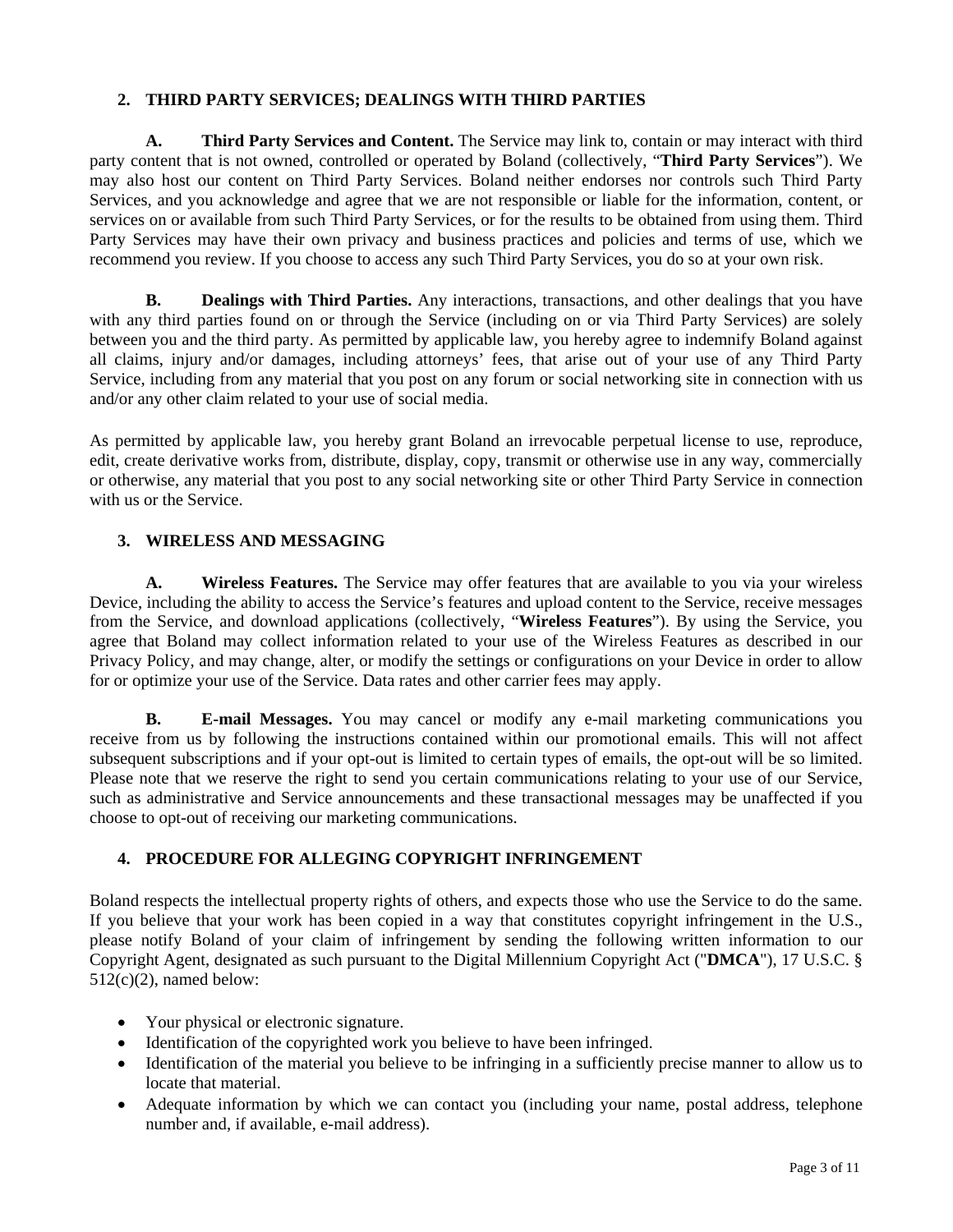## 2. THIRD PARTY SERVICES; DEALINGS WITH THIRD PARTIES

**A. Third Party Services and Content.** The Service may link to, contain or may interact with third party content that is not owned, controlled or operated by Boland (collectively, "**Third Party Services**"). We may also host our content on Third Party Services. Boland neither endorses nor controls such Third Party Services, and you acknowledge and agree that we are not responsible or liable for the information, content, or services on or available from such Third Party Services, or for the results to be obtained from using them. Third Party Services may have their own privacy and business practices and policies and terms of use, which we recommend you review. If you choose to access any such Third Party Services, you do so at your own risk.

**B. Dealings with Third Parties.** Any interactions, transactions, and other dealings that you have with any third parties found on or through the Service (including on or via Third Party Services) are solely between you and the third party. As permitted by applicable law, you hereby agree to indemnify Boland against all claims, injury and/or damages, including attorneys' fees, that arise out of your use of any Third Party Service, including from any material that you post on any forum or social networking site in connection with us and/or any other claim related to your use of social media.

As permitted by applicable law, you hereby grant Boland an irrevocable perpetual license to use, reproduce, edit, create derivative works from, distribute, display, copy, transmit or otherwise use in any way, commercially or otherwise, any material that you post to any social networking site or other Third Party Service in connection with us or the Service.

## 3. WIRELESS AND MESSAGING

**A. Wireless Features.** The Service may offer features that are available to you via your wireless Device, including the ability to access the Service's features and upload content to the Service, receive messages from the Service, and download applications (collectively, "**Wireless Features**"). By using the Service, you agree that Boland may collect information related to your use of the Wireless Features as described in our Privacy Policy, and may change, alter, or modify the settings or configurations on your Device in order to allow for or optimize your use of the Service. Data rates and other carrier fees may apply.

**B. E-mail Messages.** You may cancel or modify any e-mail marketing communications you receive from us by following the instructions contained within our promotional emails. This will not affect subsequent subscriptions and if your opt-out is limited to certain types of emails, the opt-out will be so limited. Please note that we reserve the right to send you certain communications relating to your use of our Service, such as administrative and Service announcements and these transactional messages may be unaffected if you choose to opt-out of receiving our marketing communications.

## 4. PROCEDURE FOR ALLEGING COPYRIGHT INFRINGEMENT

Boland respects the intellectual property rights of others, and expects those who use the Service to do the same. If you believe that your work has been copied in a way that constitutes copyright infringement in the U.S., please notify Boland of your claim of infringement by sending the following written information to our Copyright Agent, designated as such pursuant to the Digital Millennium Copyright Act ("**DMCA**"), 17 U.S.C. § 512(c)(2), named below:

- Your physical or electronic signature.
- Identification of the copyrighted work you believe to have been infringed.
- Identification of the material you believe to be infringing in a sufficiently precise manner to allow us to locate that material.
- Adequate information by which we can contact you (including your name, postal address, telephone number and, if available, e-mail address).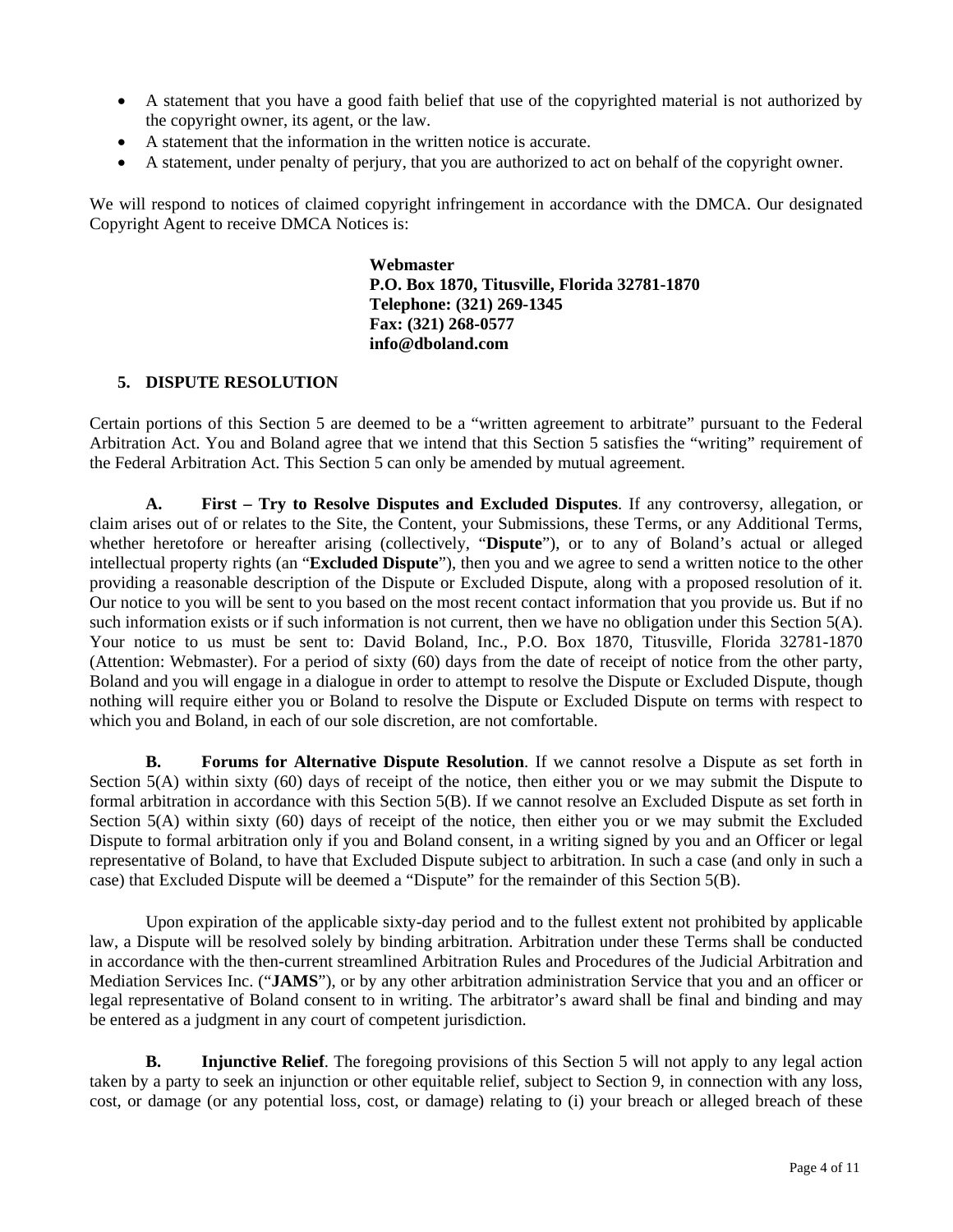- A statement that you have a good faith belief that use of the copyrighted material is not authorized by the copyright owner, its agent, or the law.
- A statement that the information in the written notice is accurate.
- A statement, under penalty of perjury, that you are authorized to act on behalf of the copyright owner.

We will respond to notices of claimed copyright infringement in accordance with the DMCA. Our designated Copyright Agent to receive DMCA Notices is:

**Webmaster**
**P.O. Box 1870, Titusville, Florida 32781-1870**
**Telephone: (321) 269-1345**
**Fax: (321) 268-0577**
**info@dboland.com**

## 5. DISPUTE RESOLUTION

Certain portions of this Section 5 are deemed to be a "written agreement to arbitrate" pursuant to the Federal Arbitration Act. You and Boland agree that we intend that this Section 5 satisfies the "writing" requirement of the Federal Arbitration Act. This Section 5 can only be amended by mutual agreement.

**A. First – Try to Resolve Disputes and Excluded Disputes**. If any controversy, allegation, or claim arises out of or relates to the Site, the Content, your Submissions, these Terms, or any Additional Terms, whether heretofore or hereafter arising (collectively, "**Dispute**"), or to any of Boland's actual or alleged intellectual property rights (an "**Excluded Dispute**"), then you and we agree to send a written notice to the other providing a reasonable description of the Dispute or Excluded Dispute, along with a proposed resolution of it. Our notice to you will be sent to you based on the most recent contact information that you provide us. But if no such information exists or if such information is not current, then we have no obligation under this Section 5(A). Your notice to us must be sent to: David Boland, Inc., P.O. Box 1870, Titusville, Florida 32781-1870 (Attention: Webmaster). For a period of sixty (60) days from the date of receipt of notice from the other party, Boland and you will engage in a dialogue in order to attempt to resolve the Dispute or Excluded Dispute, though nothing will require either you or Boland to resolve the Dispute or Excluded Dispute on terms with respect to which you and Boland, in each of our sole discretion, are not comfortable.

**B. Forums for Alternative Dispute Resolution**. If we cannot resolve a Dispute as set forth in Section 5(A) within sixty (60) days of receipt of the notice, then either you or we may submit the Dispute to formal arbitration in accordance with this Section 5(B). If we cannot resolve an Excluded Dispute as set forth in Section 5(A) within sixty (60) days of receipt of the notice, then either you or we may submit the Excluded Dispute to formal arbitration only if you and Boland consent, in a writing signed by you and an Officer or legal representative of Boland, to have that Excluded Dispute subject to arbitration. In such a case (and only in such a case) that Excluded Dispute will be deemed a "Dispute" for the remainder of this Section 5(B).

Upon expiration of the applicable sixty-day period and to the fullest extent not prohibited by applicable law, a Dispute will be resolved solely by binding arbitration. Arbitration under these Terms shall be conducted in accordance with the then-current streamlined Arbitration Rules and Procedures of the Judicial Arbitration and Mediation Services Inc. ("**JAMS**"), or by any other arbitration administration Service that you and an officer or legal representative of Boland consent to in writing. The arbitrator's award shall be final and binding and may be entered as a judgment in any court of competent jurisdiction.

**B. Injunctive Relief**. The foregoing provisions of this Section 5 will not apply to any legal action taken by a party to seek an injunction or other equitable relief, subject to Section 9, in connection with any loss, cost, or damage (or any potential loss, cost, or damage) relating to (i) your breach or alleged breach of these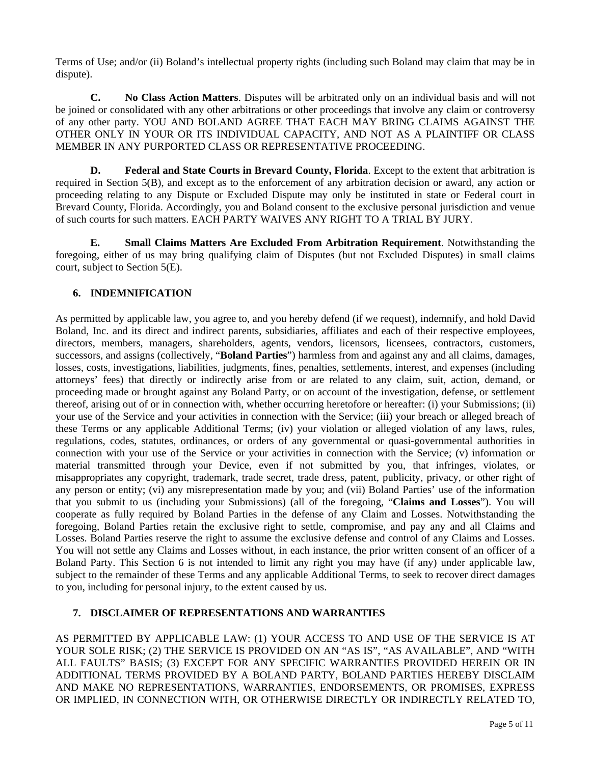Terms of Use; and/or (ii) Boland's intellectual property rights (including such Boland may claim that may be in dispute).

**C. No Class Action Matters**. Disputes will be arbitrated only on an individual basis and will not be joined or consolidated with any other arbitrations or other proceedings that involve any claim or controversy of any other party. YOU AND BOLAND AGREE THAT EACH MAY BRING CLAIMS AGAINST THE OTHER ONLY IN YOUR OR ITS INDIVIDUAL CAPACITY, AND NOT AS A PLAINTIFF OR CLASS MEMBER IN ANY PURPORTED CLASS OR REPRESENTATIVE PROCEEDING.

**D. Federal and State Courts in Brevard County, Florida**. Except to the extent that arbitration is required in Section 5(B), and except as to the enforcement of any arbitration decision or award, any action or proceeding relating to any Dispute or Excluded Dispute may only be instituted in state or Federal court in Brevard County, Florida. Accordingly, you and Boland consent to the exclusive personal jurisdiction and venue of such courts for such matters. EACH PARTY WAIVES ANY RIGHT TO A TRIAL BY JURY.

**E. Small Claims Matters Are Excluded From Arbitration Requirement**. Notwithstanding the foregoing, either of us may bring qualifying claim of Disputes (but not Excluded Disputes) in small claims court, subject to Section 5(E).

## 6. INDEMNIFICATION

As permitted by applicable law, you agree to, and you hereby defend (if we request), indemnify, and hold David Boland, Inc. and its direct and indirect parents, subsidiaries, affiliates and each of their respective employees, directors, members, managers, shareholders, agents, vendors, licensors, licensees, contractors, customers, successors, and assigns (collectively, "**Boland Parties**") harmless from and against any and all claims, damages, losses, costs, investigations, liabilities, judgments, fines, penalties, settlements, interest, and expenses (including attorneys' fees) that directly or indirectly arise from or are related to any claim, suit, action, demand, or proceeding made or brought against any Boland Party, or on account of the investigation, defense, or settlement thereof, arising out of or in connection with, whether occurring heretofore or hereafter: (i) your Submissions; (ii) your use of the Service and your activities in connection with the Service; (iii) your breach or alleged breach of these Terms or any applicable Additional Terms; (iv) your violation or alleged violation of any laws, rules, regulations, codes, statutes, ordinances, or orders of any governmental or quasi-governmental authorities in connection with your use of the Service or your activities in connection with the Service; (v) information or material transmitted through your Device, even if not submitted by you, that infringes, violates, or misappropriates any copyright, trademark, trade secret, trade dress, patent, publicity, privacy, or other right of any person or entity; (vi) any misrepresentation made by you; and (vii) Boland Parties' use of the information that you submit to us (including your Submissions) (all of the foregoing, "**Claims and Losses**"). You will cooperate as fully required by Boland Parties in the defense of any Claim and Losses. Notwithstanding the foregoing, Boland Parties retain the exclusive right to settle, compromise, and pay any and all Claims and Losses. Boland Parties reserve the right to assume the exclusive defense and control of any Claims and Losses. You will not settle any Claims and Losses without, in each instance, the prior written consent of an officer of a Boland Party. This Section 6 is not intended to limit any right you may have (if any) under applicable law, subject to the remainder of these Terms and any applicable Additional Terms, to seek to recover direct damages to you, including for personal injury, to the extent caused by us.

## 7. DISCLAIMER OF REPRESENTATIONS AND WARRANTIES

AS PERMITTED BY APPLICABLE LAW: (1) YOUR ACCESS TO AND USE OF THE SERVICE IS AT YOUR SOLE RISK; (2) THE SERVICE IS PROVIDED ON AN "AS IS", "AS AVAILABLE", AND "WITH ALL FAULTS" BASIS; (3) EXCEPT FOR ANY SPECIFIC WARRANTIES PROVIDED HEREIN OR IN ADDITIONAL TERMS PROVIDED BY A BOLAND PARTY, BOLAND PARTIES HEREBY DISCLAIM AND MAKE NO REPRESENTATIONS, WARRANTIES, ENDORSEMENTS, OR PROMISES, EXPRESS OR IMPLIED, IN CONNECTION WITH, OR OTHERWISE DIRECTLY OR INDIRECTLY RELATED TO,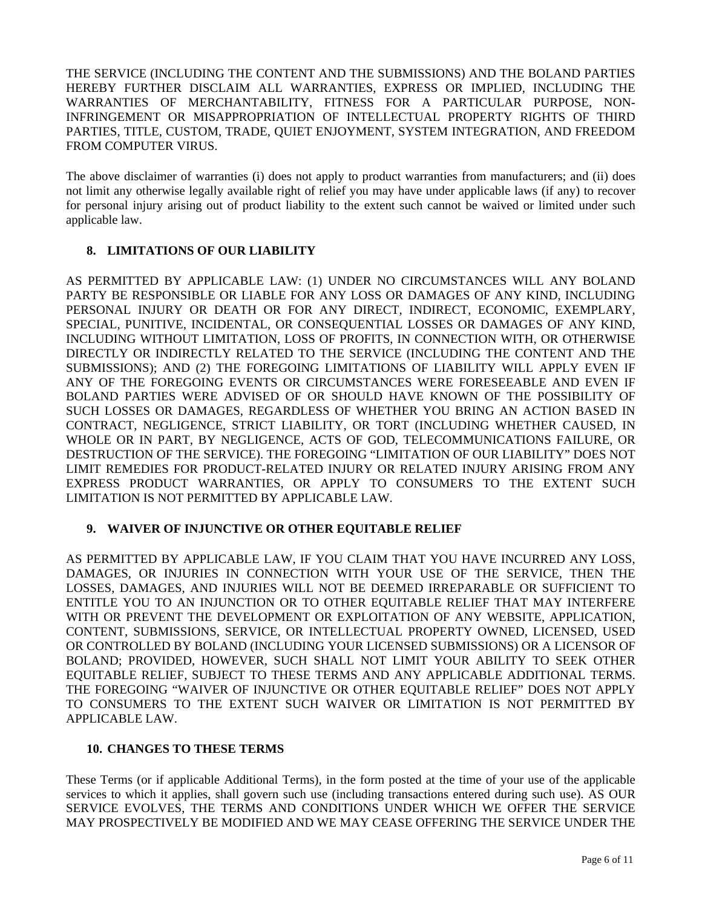THE SERVICE (INCLUDING THE CONTENT AND THE SUBMISSIONS) AND THE BOLAND PARTIES HEREBY FURTHER DISCLAIM ALL WARRANTIES, EXPRESS OR IMPLIED, INCLUDING THE WARRANTIES OF MERCHANTABILITY, FITNESS FOR A PARTICULAR PURPOSE, NON-INFRINGEMENT OR MISAPPROPRIATION OF INTELLECTUAL PROPERTY RIGHTS OF THIRD PARTIES, TITLE, CUSTOM, TRADE, QUIET ENJOYMENT, SYSTEM INTEGRATION, AND FREEDOM FROM COMPUTER VIRUS.

The above disclaimer of warranties (i) does not apply to product warranties from manufacturers; and (ii) does not limit any otherwise legally available right of relief you may have under applicable laws (if any) to recover for personal injury arising out of product liability to the extent such cannot be waived or limited under such applicable law.

## 8. LIMITATIONS OF OUR LIABILITY

AS PERMITTED BY APPLICABLE LAW: (1) UNDER NO CIRCUMSTANCES WILL ANY BOLAND PARTY BE RESPONSIBLE OR LIABLE FOR ANY LOSS OR DAMAGES OF ANY KIND, INCLUDING PERSONAL INJURY OR DEATH OR FOR ANY DIRECT, INDIRECT, ECONOMIC, EXEMPLARY, SPECIAL, PUNITIVE, INCIDENTAL, OR CONSEQUENTIAL LOSSES OR DAMAGES OF ANY KIND, INCLUDING WITHOUT LIMITATION, LOSS OF PROFITS, IN CONNECTION WITH, OR OTHERWISE DIRECTLY OR INDIRECTLY RELATED TO THE SERVICE (INCLUDING THE CONTENT AND THE SUBMISSIONS); AND (2) THE FOREGOING LIMITATIONS OF LIABILITY WILL APPLY EVEN IF ANY OF THE FOREGOING EVENTS OR CIRCUMSTANCES WERE FORESEEABLE AND EVEN IF BOLAND PARTIES WERE ADVISED OF OR SHOULD HAVE KNOWN OF THE POSSIBILITY OF SUCH LOSSES OR DAMAGES, REGARDLESS OF WHETHER YOU BRING AN ACTION BASED IN CONTRACT, NEGLIGENCE, STRICT LIABILITY, OR TORT (INCLUDING WHETHER CAUSED, IN WHOLE OR IN PART, BY NEGLIGENCE, ACTS OF GOD, TELECOMMUNICATIONS FAILURE, OR DESTRUCTION OF THE SERVICE). THE FOREGOING "LIMITATION OF OUR LIABILITY" DOES NOT LIMIT REMEDIES FOR PRODUCT-RELATED INJURY OR RELATED INJURY ARISING FROM ANY EXPRESS PRODUCT WARRANTIES, OR APPLY TO CONSUMERS TO THE EXTENT SUCH LIMITATION IS NOT PERMITTED BY APPLICABLE LAW.

## 9. WAIVER OF INJUNCTIVE OR OTHER EQUITABLE RELIEF

AS PERMITTED BY APPLICABLE LAW, IF YOU CLAIM THAT YOU HAVE INCURRED ANY LOSS, DAMAGES, OR INJURIES IN CONNECTION WITH YOUR USE OF THE SERVICE, THEN THE LOSSES, DAMAGES, AND INJURIES WILL NOT BE DEEMED IRREPARABLE OR SUFFICIENT TO ENTITLE YOU TO AN INJUNCTION OR TO OTHER EQUITABLE RELIEF THAT MAY INTERFERE WITH OR PREVENT THE DEVELOPMENT OR EXPLOITATION OF ANY WEBSITE, APPLICATION, CONTENT, SUBMISSIONS, SERVICE, OR INTELLECTUAL PROPERTY OWNED, LICENSED, USED OR CONTROLLED BY BOLAND (INCLUDING YOUR LICENSED SUBMISSIONS) OR A LICENSOR OF BOLAND; PROVIDED, HOWEVER, SUCH SHALL NOT LIMIT YOUR ABILITY TO SEEK OTHER EQUITABLE RELIEF, SUBJECT TO THESE TERMS AND ANY APPLICABLE ADDITIONAL TERMS. THE FOREGOING "WAIVER OF INJUNCTIVE OR OTHER EQUITABLE RELIEF" DOES NOT APPLY TO CONSUMERS TO THE EXTENT SUCH WAIVER OR LIMITATION IS NOT PERMITTED BY APPLICABLE LAW.

## 10. CHANGES TO THESE TERMS

These Terms (or if applicable Additional Terms), in the form posted at the time of your use of the applicable services to which it applies, shall govern such use (including transactions entered during such use). AS OUR SERVICE EVOLVES, THE TERMS AND CONDITIONS UNDER WHICH WE OFFER THE SERVICE MAY PROSPECTIVELY BE MODIFIED AND WE MAY CEASE OFFERING THE SERVICE UNDER THE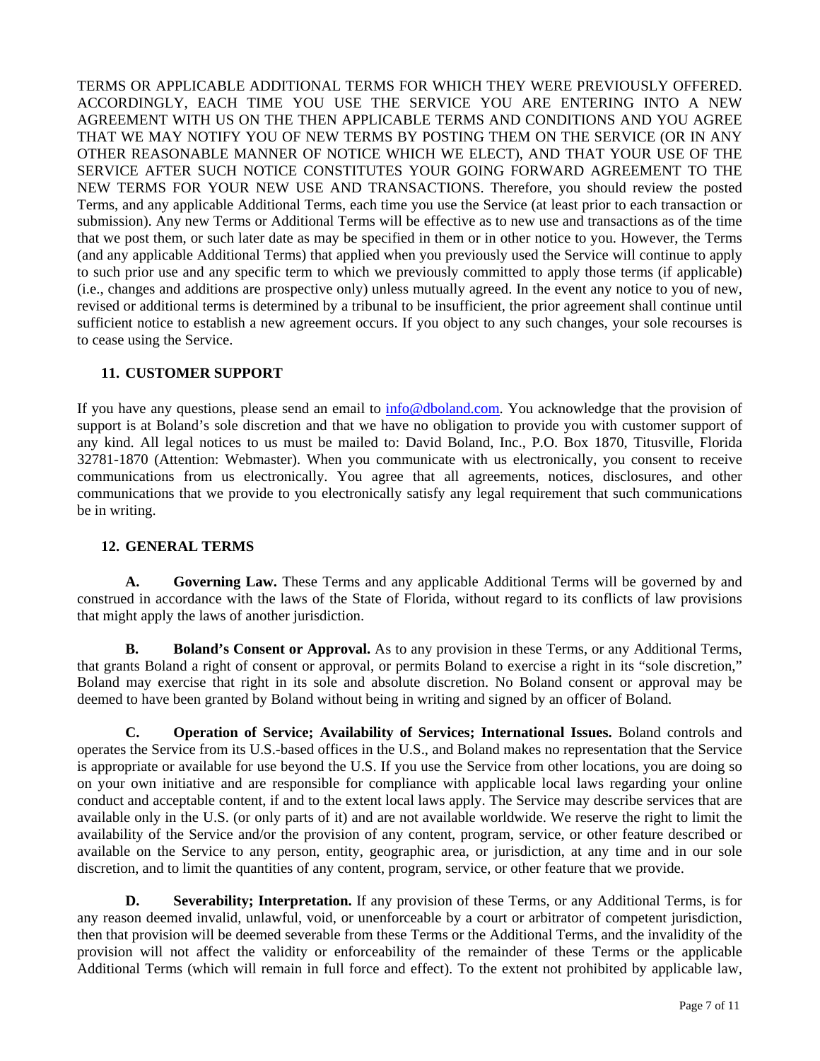TERMS OR APPLICABLE ADDITIONAL TERMS FOR WHICH THEY WERE PREVIOUSLY OFFERED. ACCORDINGLY, EACH TIME YOU USE THE SERVICE YOU ARE ENTERING INTO A NEW AGREEMENT WITH US ON THE THEN APPLICABLE TERMS AND CONDITIONS AND YOU AGREE THAT WE MAY NOTIFY YOU OF NEW TERMS BY POSTING THEM ON THE SERVICE (OR IN ANY OTHER REASONABLE MANNER OF NOTICE WHICH WE ELECT), AND THAT YOUR USE OF THE SERVICE AFTER SUCH NOTICE CONSTITUTES YOUR GOING FORWARD AGREEMENT TO THE NEW TERMS FOR YOUR NEW USE AND TRANSACTIONS. Therefore, you should review the posted Terms, and any applicable Additional Terms, each time you use the Service (at least prior to each transaction or submission). Any new Terms or Additional Terms will be effective as to new use and transactions as of the time that we post them, or such later date as may be specified in them or in other notice to you. However, the Terms (and any applicable Additional Terms) that applied when you previously used the Service will continue to apply to such prior use and any specific term to which we previously committed to apply those terms (if applicable) (i.e., changes and additions are prospective only) unless mutually agreed. In the event any notice to you of new, revised or additional terms is determined by a tribunal to be insufficient, the prior agreement shall continue until sufficient notice to establish a new agreement occurs. If you object to any such changes, your sole recourses is to cease using the Service.

## 11. CUSTOMER SUPPORT

If you have any questions, please send an email to info@dboland.com. You acknowledge that the provision of support is at Boland's sole discretion and that we have no obligation to provide you with customer support of any kind. All legal notices to us must be mailed to: David Boland, Inc., P.O. Box 1870, Titusville, Florida 32781-1870 (Attention: Webmaster). When you communicate with us electronically, you consent to receive communications from us electronically. You agree that all agreements, notices, disclosures, and other communications that we provide to you electronically satisfy any legal requirement that such communications be in writing.

## 12. GENERAL TERMS

**A. Governing Law.** These Terms and any applicable Additional Terms will be governed by and construed in accordance with the laws of the State of Florida, without regard to its conflicts of law provisions that might apply the laws of another jurisdiction.

**B. Boland's Consent or Approval.** As to any provision in these Terms, or any Additional Terms, that grants Boland a right of consent or approval, or permits Boland to exercise a right in its "sole discretion," Boland may exercise that right in its sole and absolute discretion. No Boland consent or approval may be deemed to have been granted by Boland without being in writing and signed by an officer of Boland.

**C. Operation of Service; Availability of Services; International Issues.** Boland controls and operates the Service from its U.S.-based offices in the U.S., and Boland makes no representation that the Service is appropriate or available for use beyond the U.S. If you use the Service from other locations, you are doing so on your own initiative and are responsible for compliance with applicable local laws regarding your online conduct and acceptable content, if and to the extent local laws apply. The Service may describe services that are available only in the U.S. (or only parts of it) and are not available worldwide. We reserve the right to limit the availability of the Service and/or the provision of any content, program, service, or other feature described or available on the Service to any person, entity, geographic area, or jurisdiction, at any time and in our sole discretion, and to limit the quantities of any content, program, service, or other feature that we provide.

**D. Severability; Interpretation.** If any provision of these Terms, or any Additional Terms, is for any reason deemed invalid, unlawful, void, or unenforceable by a court or arbitrator of competent jurisdiction, then that provision will be deemed severable from these Terms or the Additional Terms, and the invalidity of the provision will not affect the validity or enforceability of the remainder of these Terms or the applicable Additional Terms (which will remain in full force and effect). To the extent not prohibited by applicable law,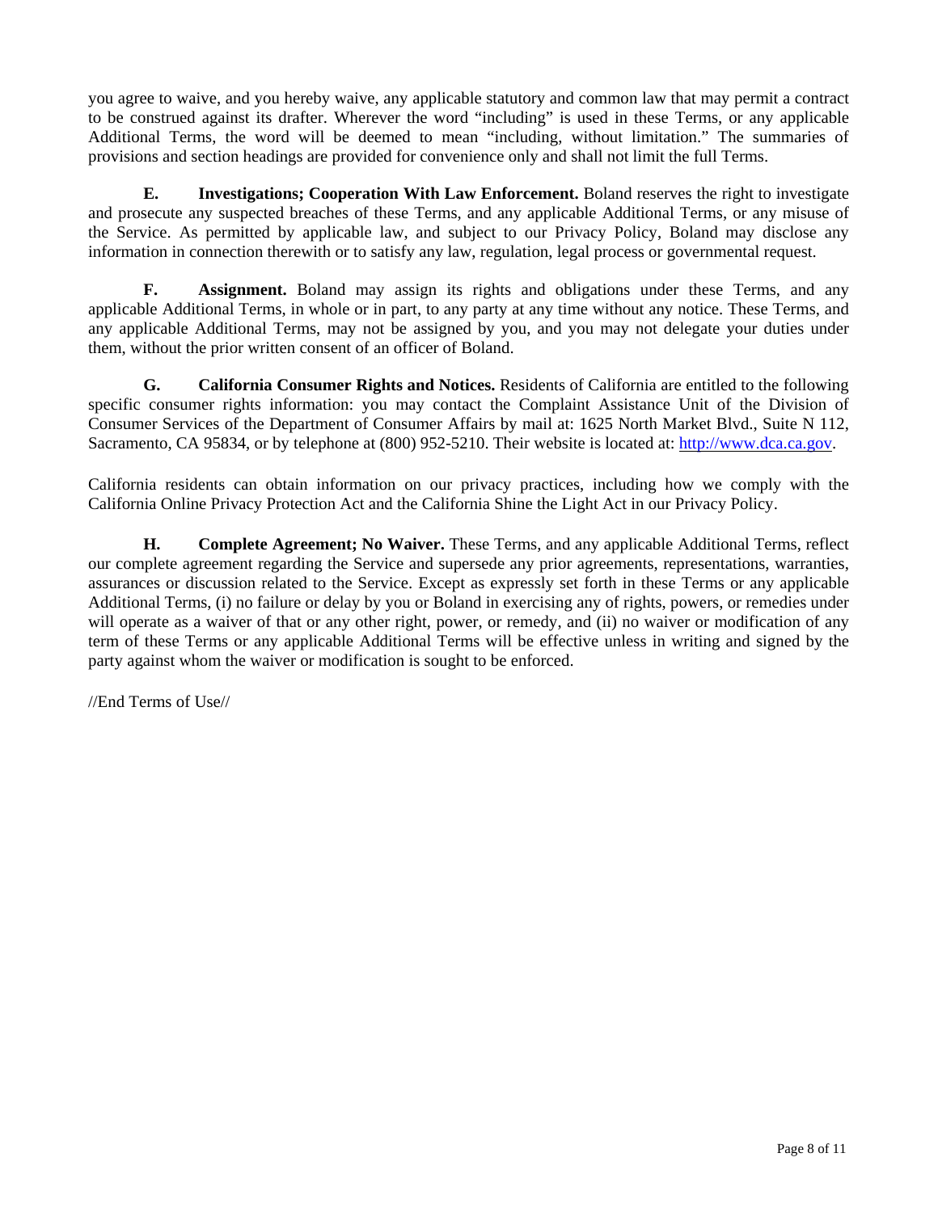you agree to waive, and you hereby waive, any applicable statutory and common law that may permit a contract to be construed against its drafter. Wherever the word "including" is used in these Terms, or any applicable Additional Terms, the word will be deemed to mean "including, without limitation." The summaries of provisions and section headings are provided for convenience only and shall not limit the full Terms.

**E. Investigations; Cooperation With Law Enforcement.** Boland reserves the right to investigate and prosecute any suspected breaches of these Terms, and any applicable Additional Terms, or any misuse of the Service. As permitted by applicable law, and subject to our Privacy Policy, Boland may disclose any information in connection therewith or to satisfy any law, regulation, legal process or governmental request.

**F. Assignment.** Boland may assign its rights and obligations under these Terms, and any applicable Additional Terms, in whole or in part, to any party at any time without any notice. These Terms, and any applicable Additional Terms, may not be assigned by you, and you may not delegate your duties under them, without the prior written consent of an officer of Boland.

**G. California Consumer Rights and Notices.** Residents of California are entitled to the following specific consumer rights information: you may contact the Complaint Assistance Unit of the Division of Consumer Services of the Department of Consumer Affairs by mail at: 1625 North Market Blvd., Suite N 112, Sacramento, CA 95834, or by telephone at (800) 952-5210. Their website is located at: [http://www.dca.ca.gov](http://www.dca.ca.gov).

California residents can obtain information on our privacy practices, including how we comply with the California Online Privacy Protection Act and the California Shine the Light Act in our Privacy Policy.

**H. Complete Agreement; No Waiver.** These Terms, and any applicable Additional Terms, reflect our complete agreement regarding the Service and supersede any prior agreements, representations, warranties, assurances or discussion related to the Service. Except as expressly set forth in these Terms or any applicable Additional Terms, (i) no failure or delay by you or Boland in exercising any of rights, powers, or remedies under will operate as a waiver of that or any other right, power, or remedy, and (ii) no waiver or modification of any term of these Terms or any applicable Additional Terms will be effective unless in writing and signed by the party against whom the waiver or modification is sought to be enforced.

//End Terms of Use//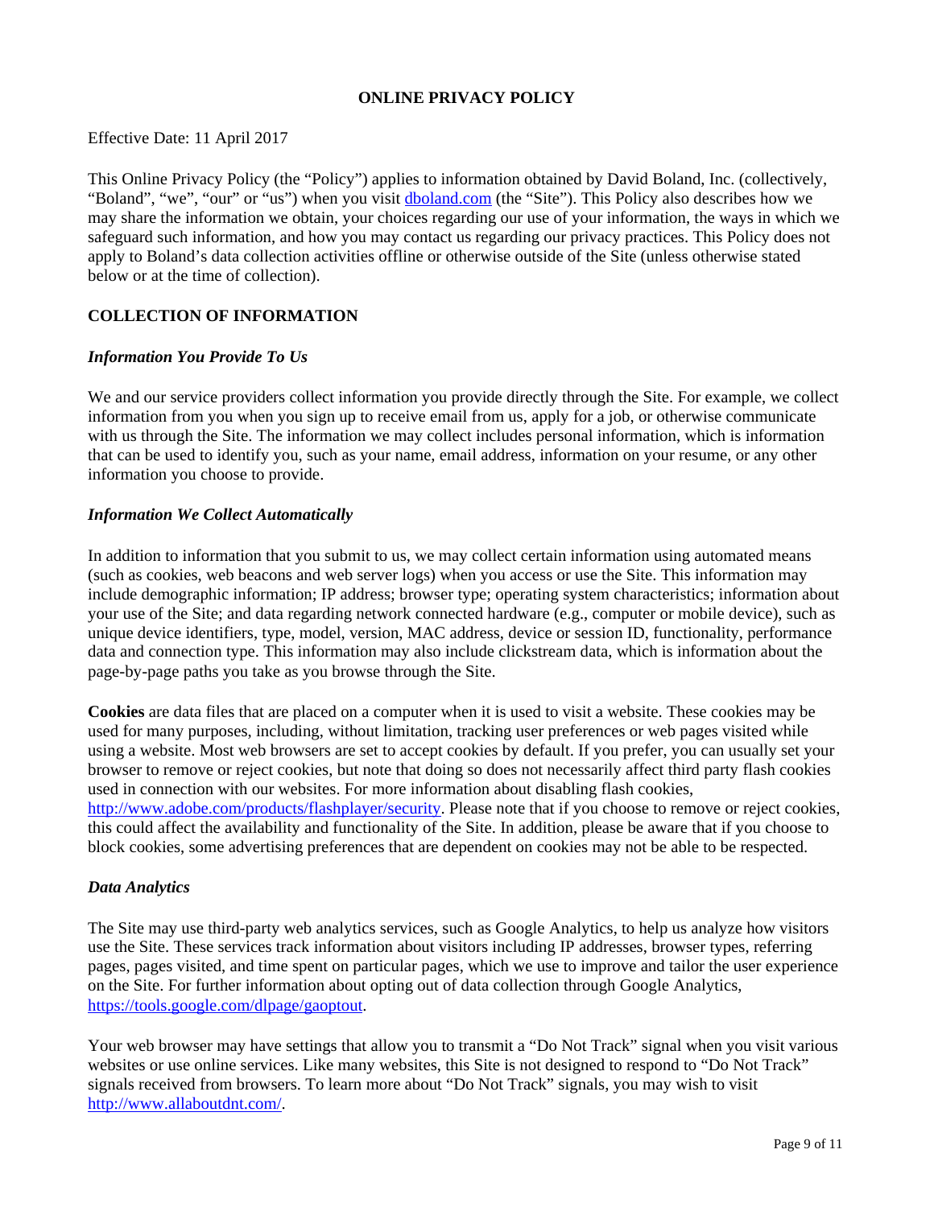# ONLINE PRIVACY POLICY

Effective Date: 11 April 2017

This Online Privacy Policy (the "Policy") applies to information obtained by David Boland, Inc. (collectively, "Boland", "we", "our" or "us") when you visit [dboland.com](http://dboland.com) (the "Site"). This Policy also describes how we may share the information we obtain, your choices regarding our use of your information, the ways in which we safeguard such information, and how you may contact us regarding our privacy practices. This Policy does not apply to Boland's data collection activities offline or otherwise outside of the Site (unless otherwise stated below or at the time of collection).

## COLLECTION OF INFORMATION

### *Information You Provide To Us*

We and our service providers collect information you provide directly through the Site. For example, we collect information from you when you sign up to receive email from us, apply for a job, or otherwise communicate with us through the Site. The information we may collect includes personal information, which is information that can be used to identify you, such as your name, email address, information on your resume, or any other information you choose to provide.

### *Information We Collect Automatically*

In addition to information that you submit to us, we may collect certain information using automated means (such as cookies, web beacons and web server logs) when you access or use the Site. This information may include demographic information; IP address; browser type; operating system characteristics; information about your use of the Site; and data regarding network connected hardware (e.g., computer or mobile device), such as unique device identifiers, type, model, version, MAC address, device or session ID, functionality, performance data and connection type. This information may also include clickstream data, which is information about the page-by-page paths you take as you browse through the Site.

**Cookies** are data files that are placed on a computer when it is used to visit a website. These cookies may be used for many purposes, including, without limitation, tracking user preferences or web pages visited while using a website. Most web browsers are set to accept cookies by default. If you prefer, you can usually set your browser to remove or reject cookies, but note that doing so does not necessarily affect third party flash cookies used in connection with our websites. For more information about disabling flash cookies, [http://www.adobe.com/products/flashplayer/security](http://www.adobe.com/products/flashplayer/security). Please note that if you choose to remove or reject cookies, this could affect the availability and functionality of the Site. In addition, please be aware that if you choose to block cookies, some advertising preferences that are dependent on cookies may not be able to be respected.

### *Data Analytics*

The Site may use third-party web analytics services, such as Google Analytics, to help us analyze how visitors use the Site. These services track information about visitors including IP addresses, browser types, referring pages, pages visited, and time spent on particular pages, which we use to improve and tailor the user experience on the Site. For further information about opting out of data collection through Google Analytics, [https://tools.google.com/dlpage/gaoptout](https://tools.google.com/dlpage/gaoptout).

Your web browser may have settings that allow you to transmit a "Do Not Track" signal when you visit various websites or use online services. Like many websites, this Site is not designed to respond to "Do Not Track" signals received from browsers. To learn more about "Do Not Track" signals, you may wish to visit [http://www.allaboutdnt.com/](http://www.allaboutdnt.com/).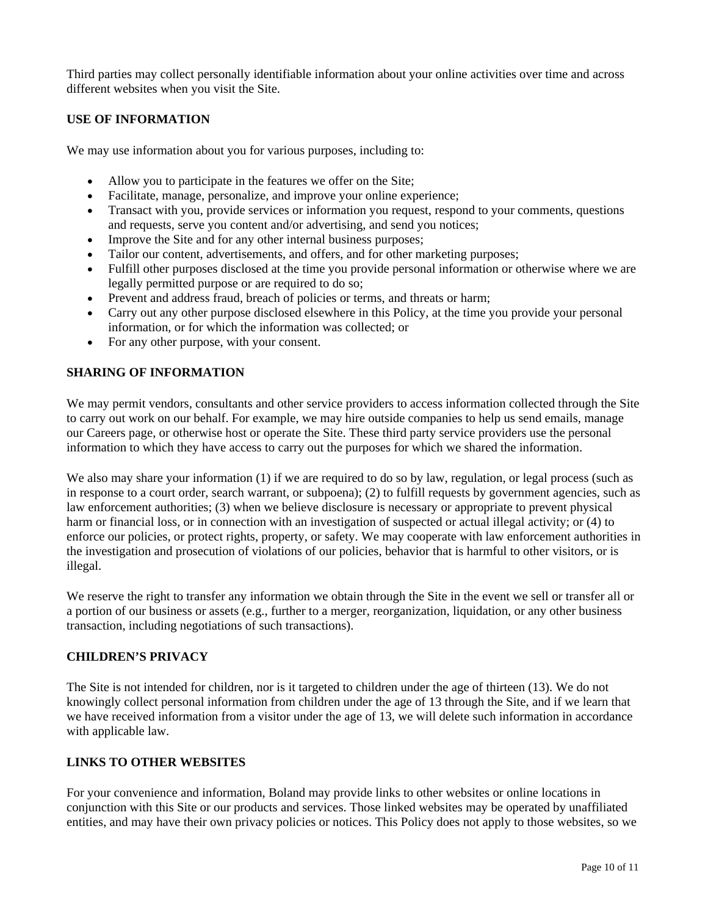Third parties may collect personally identifiable information about your online activities over time and across different websites when you visit the Site.

**USE OF INFORMATION**

We may use information about you for various purposes, including to:

- Allow you to participate in the features we offer on the Site;
- Facilitate, manage, personalize, and improve your online experience;
- Transact with you, provide services or information you request, respond to your comments, questions and requests, serve you content and/or advertising, and send you notices;
- Improve the Site and for any other internal business purposes;
- Tailor our content, advertisements, and offers, and for other marketing purposes;
- Fulfill other purposes disclosed at the time you provide personal information or otherwise where we are legally permitted purpose or are required to do so;
- Prevent and address fraud, breach of policies or terms, and threats or harm;
- Carry out any other purpose disclosed elsewhere in this Policy, at the time you provide your personal information, or for which the information was collected; or
- For any other purpose, with your consent.

**SHARING OF INFORMATION**

We may permit vendors, consultants and other service providers to access information collected through the Site to carry out work on our behalf. For example, we may hire outside companies to help us send emails, manage our Careers page, or otherwise host or operate the Site. These third party service providers use the personal information to which they have access to carry out the purposes for which we shared the information.

We also may share your information (1) if we are required to do so by law, regulation, or legal process (such as in response to a court order, search warrant, or subpoena); (2) to fulfill requests by government agencies, such as law enforcement authorities; (3) when we believe disclosure is necessary or appropriate to prevent physical harm or financial loss, or in connection with an investigation of suspected or actual illegal activity; or (4) to enforce our policies, or protect rights, property, or safety. We may cooperate with law enforcement authorities in the investigation and prosecution of violations of our policies, behavior that is harmful to other visitors, or is illegal.

We reserve the right to transfer any information we obtain through the Site in the event we sell or transfer all or a portion of our business or assets (e.g., further to a merger, reorganization, liquidation, or any other business transaction, including negotiations of such transactions).

**CHILDREN'S PRIVACY**

The Site is not intended for children, nor is it targeted to children under the age of thirteen (13). We do not knowingly collect personal information from children under the age of 13 through the Site, and if we learn that we have received information from a visitor under the age of 13, we will delete such information in accordance with applicable law.

**LINKS TO OTHER WEBSITES**

For your convenience and information, Boland may provide links to other websites or online locations in conjunction with this Site or our products and services. Those linked websites may be operated by unaffiliated entities, and may have their own privacy policies or notices. This Policy does not apply to those websites, so we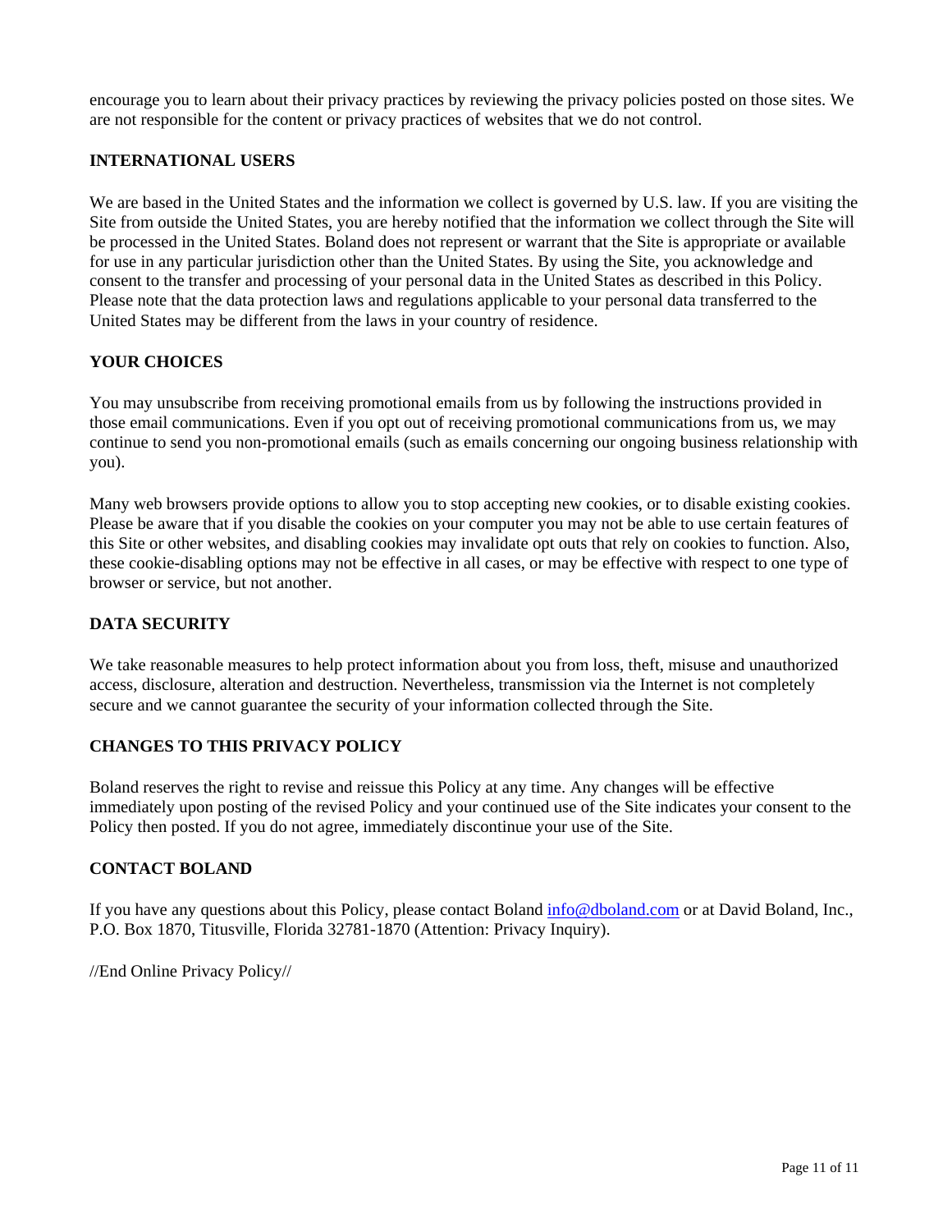encourage you to learn about their privacy practices by reviewing the privacy policies posted on those sites. We are not responsible for the content or privacy practices of websites that we do not control.

## INTERNATIONAL USERS

We are based in the United States and the information we collect is governed by U.S. law. If you are visiting the Site from outside the United States, you are hereby notified that the information we collect through the Site will be processed in the United States. Boland does not represent or warrant that the Site is appropriate or available for use in any particular jurisdiction other than the United States. By using the Site, you acknowledge and consent to the transfer and processing of your personal data in the United States as described in this Policy. Please note that the data protection laws and regulations applicable to your personal data transferred to the United States may be different from the laws in your country of residence.

## YOUR CHOICES

You may unsubscribe from receiving promotional emails from us by following the instructions provided in those email communications. Even if you opt out of receiving promotional communications from us, we may continue to send you non-promotional emails (such as emails concerning our ongoing business relationship with you).

Many web browsers provide options to allow you to stop accepting new cookies, or to disable existing cookies. Please be aware that if you disable the cookies on your computer you may not be able to use certain features of this Site or other websites, and disabling cookies may invalidate opt outs that rely on cookies to function. Also, these cookie-disabling options may not be effective in all cases, or may be effective with respect to one type of browser or service, but not another.

## DATA SECURITY

We take reasonable measures to help protect information about you from loss, theft, misuse and unauthorized access, disclosure, alteration and destruction. Nevertheless, transmission via the Internet is not completely secure and we cannot guarantee the security of your information collected through the Site.

## CHANGES TO THIS PRIVACY POLICY

Boland reserves the right to revise and reissue this Policy at any time. Any changes will be effective immediately upon posting of the revised Policy and your continued use of the Site indicates your consent to the Policy then posted. If you do not agree, immediately discontinue your use of the Site.

## CONTACT BOLAND

If you have any questions about this Policy, please contact Boland [info@dboland.com](mailto:info@dboland.com) or at David Boland, Inc., P.O. Box 1870, Titusville, Florida 32781-1870 (Attention: Privacy Inquiry).

//End Online Privacy Policy//